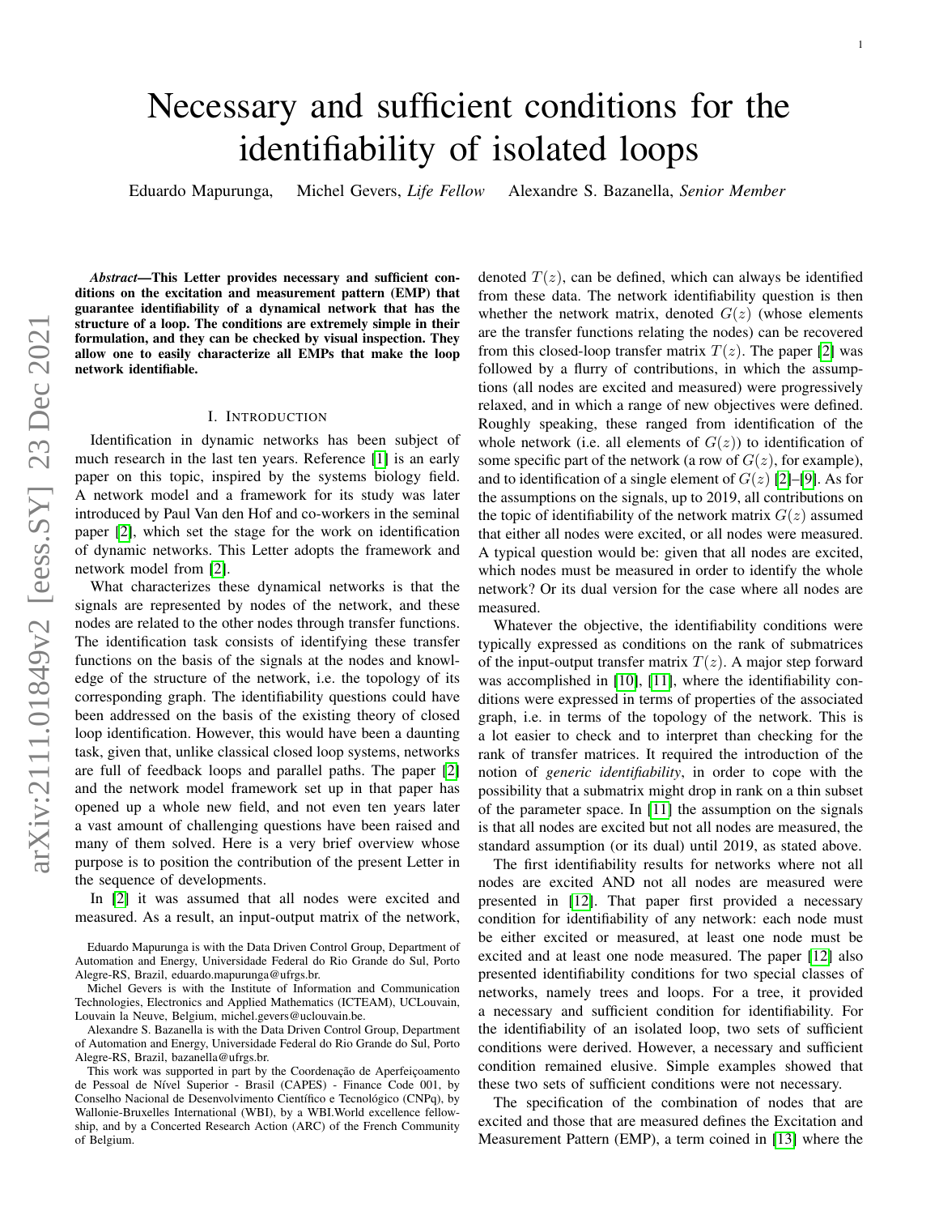# Necessary and sufficient conditions for the identifiability of isolated loops

Eduardo Mapurunga, Michel Gevers, *Life Fellow* Alexandre S. Bazanella, *Senior Member*

***Abstract*—This Letter provides necessary and sufficient conditions on the excitation and measurement pattern (EMP) that guarantee identifiability of a dynamical network that has the structure of a loop. The conditions are extremely simple in their formulation, and they can be checked by visual inspection. They allow one to easily characterize all EMPs that make the loop network identifiable.**

## I. Introduction

Identification in dynamic networks has been subject of much research in the last ten years. Reference [1] is an early paper on this topic, inspired by the systems biology field. A network model and a framework for its study was later introduced by Paul Van den Hof and co-workers in the seminal paper [2], which set the stage for the work on identification of dynamic networks. This Letter adopts the framework and network model from [2].

What characterizes these dynamical networks is that the signals are represented by nodes of the network, and these nodes are related to the other nodes through transfer functions. The identification task consists of identifying these transfer functions on the basis of the signals at the nodes and knowledge of the structure of the network, i.e. the topology of its corresponding graph. The identifiability questions could have been addressed on the basis of the existing theory of closed loop identification. However, this would have been a daunting task, given that, unlike classical closed loop systems, networks are full of feedback loops and parallel paths. The paper [2] and the network model framework set up in that paper has opened up a whole new field, and not even ten years later a vast amount of challenging questions have been raised and many of them solved. Here is a very brief overview whose purpose is to position the contribution of the present Letter in the sequence of developments.

In [2] it was assumed that all nodes were excited and measured. As a result, an input-output matrix of the network, denoted $T(z)$, can be defined, which can always be identified from these data. The network identifiability question is then whether the network matrix, denoted $G(z)$ (whose elements are the transfer functions relating the nodes) can be recovered from this closed-loop transfer matrix $T(z)$. The paper [2] was followed by a flurry of contributions, in which the assumptions (all nodes are excited and measured) were progressively relaxed, and in which a range of new objectives were defined. Roughly speaking, these ranged from identification of the whole network (i.e. all elements of $G(z)$) to identification of some specific part of the network (a row of $G(z)$, for example), and to identification of a single element of $G(z)$ [2]–[9]. As for the assumptions on the signals, up to 2019, all contributions on the topic of identifiability of the network matrix $G(z)$ assumed that either all nodes were excited, or all nodes were measured. A typical question would be: given that all nodes are excited, which nodes must be measured in order to identify the whole network? Or its dual version for the case where all nodes are measured.

Whatever the objective, the identifiability conditions were typically expressed as conditions on the rank of submatrices of the input-output transfer matrix $T(z)$. A major step forward was accomplished in [10], [11], where the identifiability conditions were expressed in terms of properties of the associated graph, i.e. in terms of the topology of the network. This is a lot easier to check and to interpret than checking for the rank of transfer matrices. It required the introduction of the notion of *generic identifiability*, in order to cope with the possibility that a submatrix might drop in rank on a thin subset of the parameter space. In [11] the assumption on the signals is that all nodes are excited but not all nodes are measured, the standard assumption (or its dual) until 2019, as stated above.

The first identifiability results for networks where not all nodes are excited AND not all nodes are measured were presented in [12]. That paper first provided a necessary condition for identifiability of any network: each node must be either excited or measured, at least one node must be excited and at least one node measured. The paper [12] also presented identifiability conditions for two special classes of networks, namely trees and loops. For a tree, it provided a necessary and sufficient condition for identifiability. For the identifiability of an isolated loop, two sets of sufficient conditions were derived. However, a necessary and sufficient condition remained elusive. Simple examples showed that these two sets of sufficient conditions were not necessary.

The specification of the combination of nodes that are excited and those that are measured defines the Excitation and Measurement Pattern (EMP), a term coined in [13] where the

Eduardo Mapurunga is with the Data Driven Control Group, Department of Automation and Energy, Universidade Federal do Rio Grande do Sul, Porto Alegre-RS, Brazil, eduardo.mapurunga@ufrgs.br.

Michel Gevers is with the Institute of Information and Communication Technologies, Electronics and Applied Mathematics (ICTEAM), UCLouvain, Louvain la Neuve, Belgium, michel.gevers@uclouvain.be.

Alexandre S. Bazanella is with the Data Driven Control Group, Department of Automation and Energy, Universidade Federal do Rio Grande do Sul, Porto Alegre-RS, Brazil, bazanella@ufrgs.br.

This work was supported in part by the Coordenação de Aperfeiçoamento de Pessoal de Nível Superior - Brasil (CAPES) - Finance Code 001, by Conselho Nacional de Desenvolvimento Científico e Tecnológico (CNPq), by Wallonie-Bruxelles International (WBI), by a WBI.World excellence fellowship, and by a Concerted Research Action (ARC) of the French Community of Belgium.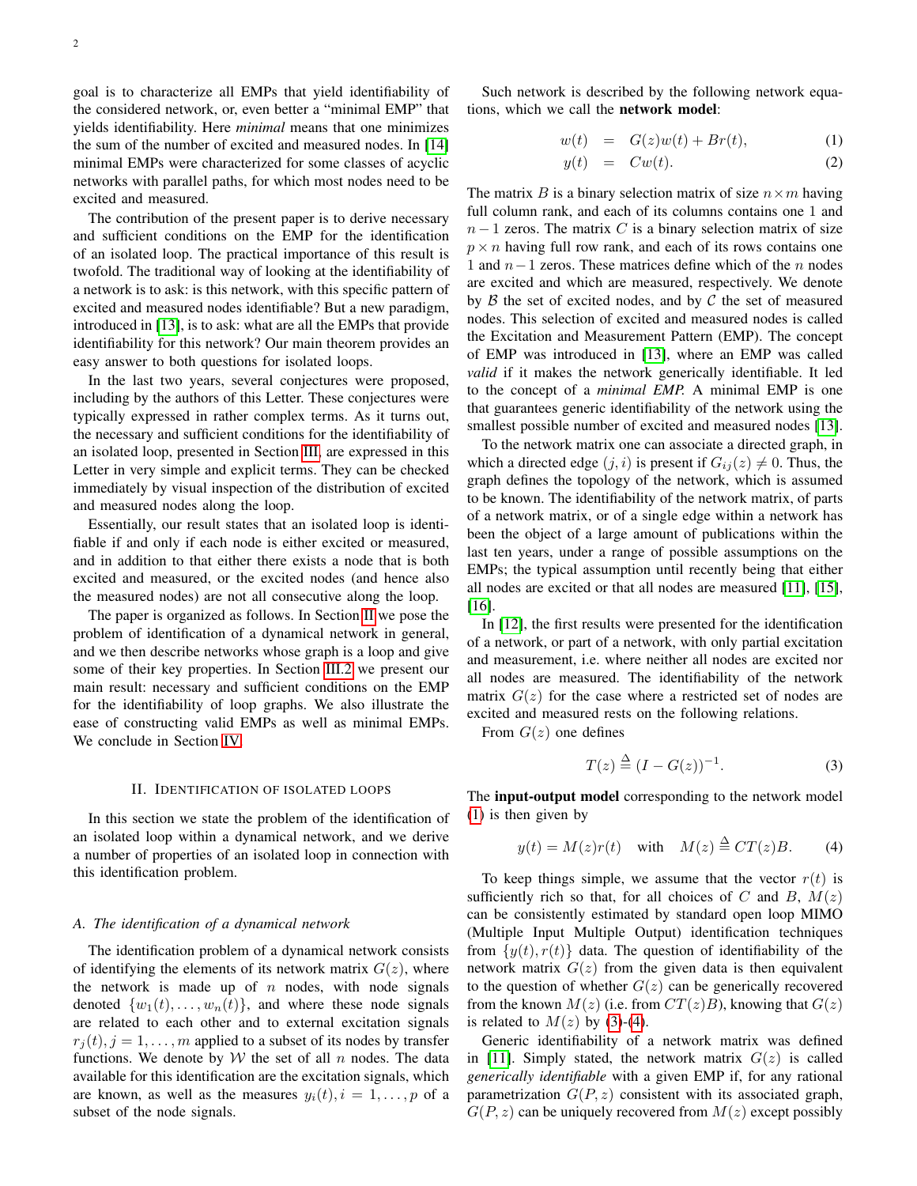goal is to characterize all EMPs that yield identifiability of the considered network, or, even better a "minimal EMP" that yields identifiability. Here *minimal* means that one minimizes the sum of the number of excited and measured nodes. In [14] minimal EMPs were characterized for some classes of acyclic networks with parallel paths, for which most nodes need to be excited and measured.

The contribution of the present paper is to derive necessary and sufficient conditions on the EMP for the identification of an isolated loop. The practical importance of this result is twofold. The traditional way of looking at the identifiability of a network is to ask: is this network, with this specific pattern of excited and measured nodes identifiable? But a new paradigm, introduced in [13], is to ask: what are all the EMPs that provide identifiability for this network? Our main theorem provides an easy answer to both questions for isolated loops.

In the last two years, several conjectures were proposed, including by the authors of this Letter. These conjectures were typically expressed in rather complex terms. As it turns out, the necessary and sufficient conditions for the identifiability of an isolated loop, presented in Section III, are expressed in this Letter in very simple and explicit terms. They can be checked immediately by visual inspection of the distribution of excited and measured nodes along the loop.

Essentially, our result states that an isolated loop is identifiable if and only if each node is either excited or measured, and in addition to that either there exists a node that is both excited and measured, or the excited nodes (and hence also the measured nodes) are not all consecutive along the loop.

The paper is organized as follows. In Section II we pose the problem of identification of a dynamical network in general, and we then describe networks whose graph is a loop and give some of their key properties. In Section III.2 we present our main result: necessary and sufficient conditions on the EMP for the identifiability of loop graphs. We also illustrate the ease of constructing valid EMPs as well as minimal EMPs. We conclude in Section IV.

## II. Identification of isolated loops

In this section we state the problem of the identification of an isolated loop within a dynamical network, and we derive a number of properties of an isolated loop in connection with this identification problem.

### A. The identification of a dynamical network

The identification problem of a dynamical network consists of identifying the elements of its network matrix $G(z)$, where the network is made up of $n$ nodes, with node signals denoted $\{w_1(t), \ldots, w_n(t)\}$, and where these node signals are related to each other and to external excitation signals $r_j(t), j = 1, \ldots, m$ applied to a subset of its nodes by transfer functions. We denote by $\mathcal{W}$ the set of all $n$ nodes. The data available for this identification are the excitation signals, which are known, as well as the measures $y_i(t), i = 1, \ldots, p$ of a subset of the node signals.

Such network is described by the following network equations, which we call the **network model**:

$$w(t) = G(z)w(t) + Br(t), \tag{1}$$

$$y(t) = Cw(t). \tag{2}$$

The matrix $B$ is a binary selection matrix of size $n \times m$ having full column rank, and each of its columns contains one 1 and $n-1$ zeros. The matrix $C$ is a binary selection matrix of size $p \times n$ having full row rank, and each of its rows contains one 1 and $n-1$ zeros. These matrices define which of the $n$ nodes are excited and which are measured, respectively. We denote by $\mathcal{B}$ the set of excited nodes, and by $\mathcal{C}$ the set of measured nodes. This selection of excited and measured nodes is called the Excitation and Measurement Pattern (EMP). The concept of EMP was introduced in [13], where an EMP was called *valid* if it makes the network generically identifiable. It led to the concept of a *minimal EMP*. A minimal EMP is one that guarantees generic identifiability of the network using the smallest possible number of excited and measured nodes [13].

To the network matrix one can associate a directed graph, in which a directed edge $(j, i)$ is present if $G_{ij}(z) \neq 0$. Thus, the graph defines the topology of the network, which is assumed to be known. The identifiability of the network matrix, of parts of a network matrix, or of a single edge within a network has been the object of a large amount of publications within the last ten years, under a range of possible assumptions on the EMPs; the typical assumption until recently being that either all nodes are excited or that all nodes are measured [11], [15], [16].

In [12], the first results were presented for the identification of a network, or part of a network, with only partial excitation and measurement, i.e. where neither all nodes are excited nor all nodes are measured. The identifiability of the network matrix $G(z)$ for the case where a restricted set of nodes are excited and measured rests on the following relations.

From $G(z)$ one defines

$$T(z) \triangleq (I - G(z))^{-1}. \tag{3}$$

The **input-output model** corresponding to the network model (1) is then given by

$$y(t) = M(z)r(t) \quad \text{with} \quad M(z) \triangleq CT(z)B. \tag{4}$$

To keep things simple, we assume that the vector $r(t)$ is sufficiently rich so that, for all choices of $C$ and $B$, $M(z)$ can be consistently estimated by standard open loop MIMO (Multiple Input Multiple Output) identification techniques from $\{y(t), r(t)\}$ data. The question of identifiability of the network matrix $G(z)$ from the given data is then equivalent to the question of whether $G(z)$ can be generically recovered from the known $M(z)$ (i.e. from $CT(z)B$), knowing that $G(z)$ is related to $M(z)$ by (3)-(4).

Generic identifiability of a network matrix was defined in [11]. Simply stated, the network matrix $G(z)$ is called *generically identifiable* with a given EMP if, for any rational parametrization $G(P, z)$ consistent with its associated graph, $G(P, z)$ can be uniquely recovered from $M(z)$ except possibly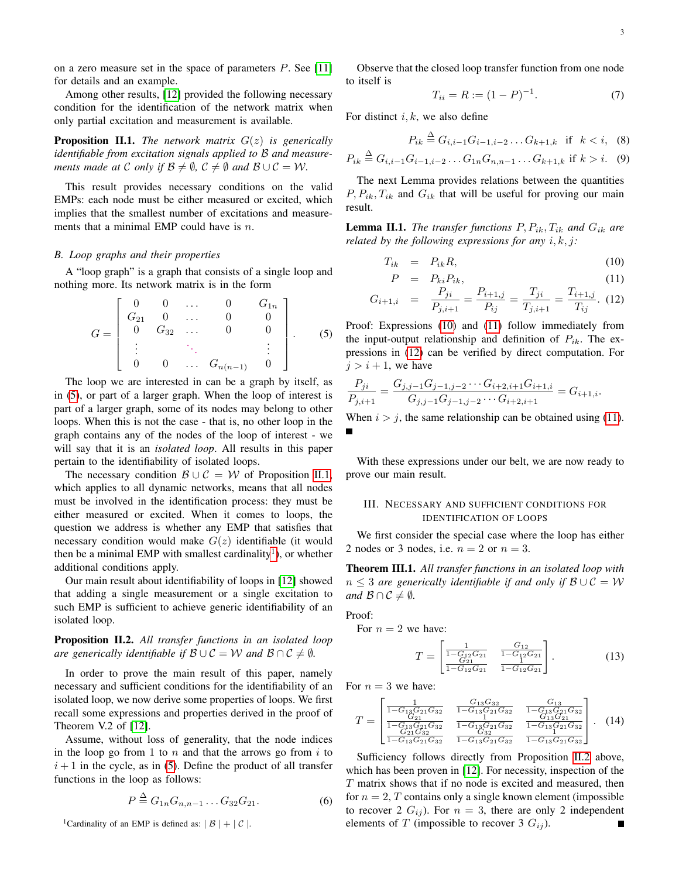on a zero measure set in the space of parameters $P$. See [11] for details and an example.

Among other results, [12] provided the following necessary condition for the identification of the network matrix when only partial excitation and measurement is available.

**Proposition II.1.** *The network matrix $G(z)$ is generically identifiable from excitation signals applied to $\mathcal{B}$ and measurements made at $\mathcal{C}$ only if $\mathcal{B} \neq \emptyset$, $\mathcal{C} \neq \emptyset$ and $\mathcal{B} \cup \mathcal{C} = \mathcal{W}$.*

This result provides necessary conditions on the valid EMPs: each node must be either measured or excited, which implies that the smallest number of excitations and measurements that a minimal EMP could have is $n$.

### B. Loop graphs and their properties

A "loop graph" is a graph that consists of a single loop and nothing more. Its network matrix is in the form

$$G = \begin{bmatrix} 0 & 0 & \dots & 0 & G_{1n} \\ G_{21} & 0 & \dots & 0 & 0 \\ 0 & G_{32} & \dots & 0 & 0 \\ \vdots & & \ddots & & \vdots \\ 0 & 0 & \dots & G_{n(n-1)} & 0 \end{bmatrix}. \quad (5)$$

The loop we are interested in can be a graph by itself, as in (5), or part of a larger graph. When the loop of interest is part of a larger graph, some of its nodes may belong to other loops. When this is not the case - that is, no other loop in the graph contains any of the nodes of the loop of interest - we will say that it is an *isolated loop*. All results in this paper pertain to the identifiability of isolated loops.

The necessary condition $\mathcal{B} \cup \mathcal{C} = \mathcal{W}$ of Proposition II.1, which applies to all dynamic networks, means that all nodes must be involved in the identification process: they must be either measured or excited. When it comes to loops, the question we address is whether any EMP that satisfies that necessary condition would make $G(z)$ identifiable (it would then be a minimal EMP with smallest cardinality[1]), or whether additional conditions apply.

Our main result about identifiability of loops in [12] showed that adding a single measurement or a single excitation to such EMP is sufficient to achieve generic identifiability of an isolated loop.

**Proposition II.2.** *All transfer functions in an isolated loop are generically identifiable if $\mathcal{B} \cup \mathcal{C} = \mathcal{W}$ and $\mathcal{B} \cap \mathcal{C} \neq \emptyset$.*

In order to prove the main result of this paper, namely necessary and sufficient conditions for the identifiability of an isolated loop, we now derive some properties of loops. We first recall some expressions and properties derived in the proof of Theorem V.2 of [12].

Assume, without loss of generality, that the node indices in the loop go from 1 to $n$ and that the arrows go from $i$ to $i+1$ in the cycle, as in (5). Define the product of all transfer functions in the loop as follows:

$$P \triangleq G_{1n} G_{n,n-1} \dots G_{32} G_{21}. \quad (6)$$

[1]Cardinality of an EMP is defined as: $|\mathcal{B}| + |\mathcal{C}|$.

Observe that the closed loop transfer function from one node to itself is

$$T_{ii} = R := (1-P)^{-1}. \quad (7)$$

For distinct $i, k$, we also define

$$P_{ik} \triangleq G_{i,i-1} G_{i-1,i-2} \dots G_{k+1,k} \quad \text{if} \quad k < i, \quad (8)$$

$$P_{ik} \triangleq G_{i,i-1} G_{i-1,i-2} \dots G_{1n} G_{n,n-1} \dots G_{k+1,k} \text{ if } k > i. \quad (9)$$

The next Lemma provides relations between the quantities $P, P_{ik}, T_{ik}$ and $G_{ik}$ that will be useful for proving our main result.

**Lemma II.1.** *The transfer functions $P, P_{ik}, T_{ik}$ and $G_{ik}$ are related by the following expressions for any $i, k, j$:*

$$T_{ik} = P_{ik} R, \quad (10)$$

$$P = P_{ki} P_{ik}, \quad (11)$$

$$G_{i+1,i} = \frac{P_{ji}}{P_{j,i+1}} = \frac{P_{i+1,j}}{P_{ij}} = \frac{T_{ji}}{T_{j,i+1}} = \frac{T_{i+1,j}}{T_{ij}}. \quad (12)$$

Proof: Expressions (10) and (11) follow immediately from the input-output relationship and definition of $P_{ik}$. The expressions in (12) can be verified by direct computation. For $j > i+1$, we have

$$\frac{P_{ji}}{P_{j,i+1}} = \frac{G_{j,j-1} G_{j-1,j-2} \cdots G_{i+2,i+1} G_{i+1,i}}{G_{j,j-1} G_{j-1,j-2} \cdots G_{i+2,i+1}} = G_{i+1,i}.$$

When $i > j$, the same relationship can be obtained using (11). ■

With these expressions under our belt, we are now ready to prove our main result.

## III. Necessary and sufficient conditions for identification of loops

We first consider the special case where the loop has either 2 nodes or 3 nodes, i.e. $n = 2$ or $n = 3$.

**Theorem III.1.** *All transfer functions in an isolated loop with $n \leq 3$ are generically identifiable if and only if $\mathcal{B} \cup \mathcal{C} = \mathcal{W}$ and $\mathcal{B} \cap \mathcal{C} \neq \emptyset$.*

Proof:

For $n = 2$ we have:

$$T = \begin{bmatrix} \frac{1}{1-G_{12}G_{21}} & \frac{G_{12}}{1-G_{12}G_{21}} \\ \frac{G_{21}}{1-G_{12}G_{21}} & \frac{1}{1-G_{12}G_{21}} \end{bmatrix}. \quad (13)$$

For $n = 3$ we have:

$$T = \begin{bmatrix} \frac{1}{1-G_{13}G_{21}G_{32}} & \frac{G_{13}G_{32}}{1-G_{13}G_{21}G_{32}} & \frac{G_{13}}{1-G_{13}G_{21}G_{32}} \\ \frac{G_{21}}{1-G_{13}G_{21}G_{32}} & \frac{1}{1-G_{13}G_{21}G_{32}} & \frac{G_{13}G_{21}}{1-G_{13}G_{21}G_{32}} \\ \frac{G_{21}G_{32}}{1-G_{13}G_{21}G_{32}} & \frac{G_{32}}{1-G_{13}G_{21}G_{32}} & \frac{1}{1-G_{13}G_{21}G_{32}} \end{bmatrix}. \quad (14)$$

Sufficiency follows directly from Proposition II.2 above, which has been proven in [12]. For necessity, inspection of the $T$ matrix shows that if no node is excited and measured, then for $n = 2$, $T$ contains only a single known element (impossible to recover 2 $G_{ij}$). For $n = 3$, there are only 2 independent elements of $T$ (impossible to recover 3 $G_{ij}$). ■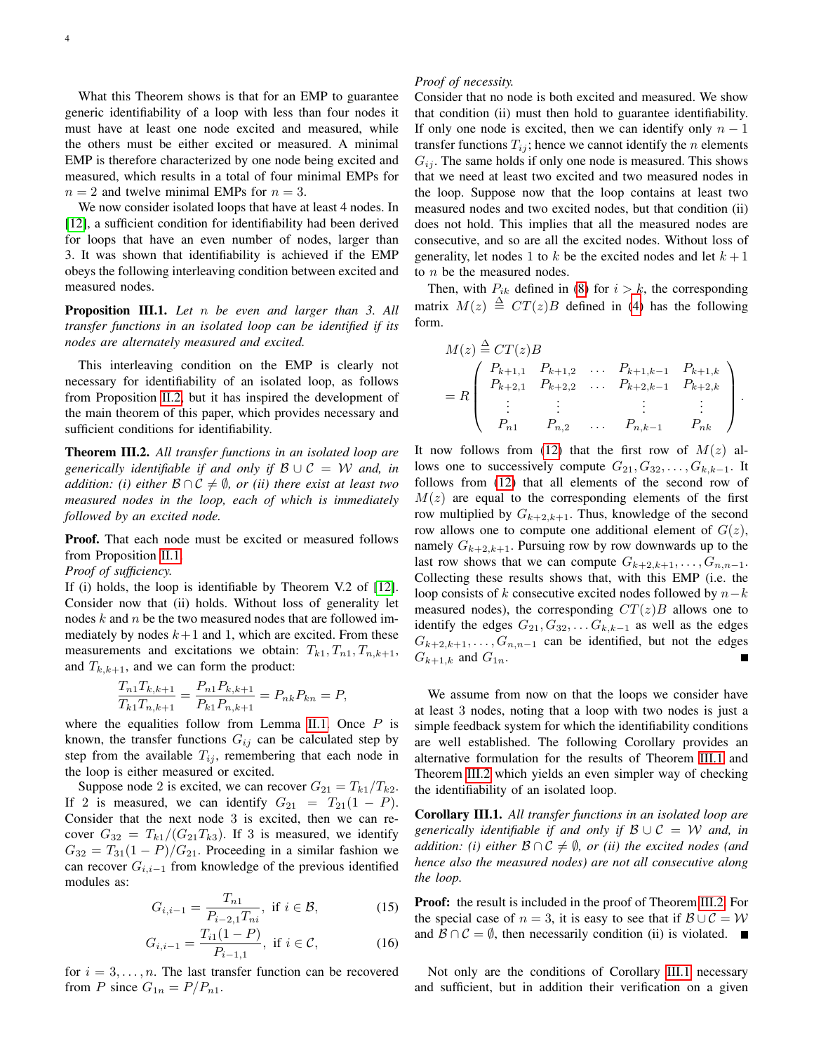What this Theorem shows is that for an EMP to guarantee generic identifiability of a loop with less than four nodes it must have at least one node excited and measured, while the others must be either excited or measured. A minimal EMP is therefore characterized by one node being excited and measured, which results in a total of four minimal EMPs for $n = 2$ and twelve minimal EMPs for $n = 3$.

We now consider isolated loops that have at least 4 nodes. In [12], a sufficient condition for identifiability had been derived for loops that have an even number of nodes, larger than 3. It was shown that identifiability is achieved if the EMP obeys the following interleaving condition between excited and measured nodes.

**Proposition III.1.** *Let $n$ be even and larger than 3. All transfer functions in an isolated loop can be identified if its nodes are alternately measured and excited.*

This interleaving condition on the EMP is clearly not necessary for identifiability of an isolated loop, as follows from Proposition II.2, but it has inspired the development of the main theorem of this paper, which provides necessary and sufficient conditions for identifiability.

**Theorem III.2.** *All transfer functions in an isolated loop are generically identifiable if and only if $\mathcal{B} \cup \mathcal{C} = \mathcal{W}$ and, in addition: (i) either $\mathcal{B} \cap \mathcal{C} \neq \emptyset$, or (ii) there exist at least two measured nodes in the loop, each of which is immediately followed by an excited node.*

**Proof.** That each node must be excited or measured follows from Proposition II.1.

*Proof of sufficiency.*

If (i) holds, the loop is identifiable by Theorem V.2 of [12]. Consider now that (ii) holds. Without loss of generality let nodes $k$ and $n$ be the two measured nodes that are followed immediately by nodes $k+1$ and 1, which are excited. From these measurements and excitations we obtain: $T_{k1}, T_{n1}, T_{n,k+1}$, and $T_{k,k+1}$, and we can form the product:

$$\frac{T_{n1}T_{k,k+1}}{T_{k1}T_{n,k+1}} = \frac{P_{n1}P_{k,k+1}}{P_{k1}P_{n,k+1}} = P_{nk}P_{kn} = P,$$

where the equalities follow from Lemma II.1. Once $P$ is known, the transfer functions $G_{ij}$ can be calculated step by step from the available $T_{ij}$, remembering that each node in the loop is either measured or excited.

Suppose node 2 is excited, we can recover $G_{21} = T_{k1}/T_{k2}$. If 2 is measured, we can identify $G_{21} = T_{21}(1-P)$. Consider that the next node 3 is excited, then we can recover $G_{32} = T_{k1}/(G_{21}T_{k3})$. If 3 is measured, we identify $G_{32} = T_{31}(1-P)/G_{21}$. Proceeding in a similar fashion we can recover $G_{i,i-1}$ from knowledge of the previous identified modules as:

$$G_{i,i-1} = \frac{T_{n1}}{P_{i-2,1}T_{ni}}, \text{ if } i \in \mathcal{B}, \tag{15}$$

$$G_{i,i-1} = \frac{T_{i1}(1-P)}{P_{i-1,1}}, \text{ if } i \in \mathcal{C}, \tag{16}$$

for $i = 3, \ldots, n$. The last transfer function can be recovered from $P$ since $G_{1n} = P/P_{n1}$.

*Proof of necessity.*

Consider that no node is both excited and measured. We show that condition (ii) must then hold to guarantee identifiability. If only one node is excited, then we can identify only $n-1$ transfer functions $T_{ij}$; hence we cannot identify the $n$ elements $G_{ij}$. The same holds if only one node is measured. This shows that we need at least two excited and two measured nodes in the loop. Suppose now that the loop contains at least two measured nodes and two excited nodes, but that condition (ii) does not hold. This implies that all the measured nodes are consecutive, and so are all the excited nodes. Without loss of generality, let nodes 1 to $k$ be the excited nodes and let $k+1$ to $n$ be the measured nodes.

Then, with $P_{ik}$ defined in (8) for $i > k$, the corresponding matrix $M(z) \triangleq CT(z)B$ defined in (4) has the following form.

$$M(z) \triangleq CT(z)B$$
$$= R\begin{pmatrix} P_{k+1,1} & P_{k+1,2} & \ldots & P_{k+1,k-1} & P_{k+1,k} \\ P_{k+2,1} & P_{k+2,2} & \ldots & P_{k+2,k-1} & P_{k+2,k} \\ \vdots & \vdots & & \vdots & \vdots \\ P_{n1} & P_{n,2} & \ldots & P_{n,k-1} & P_{nk} \end{pmatrix}.$$

It now follows from (12) that the first row of $M(z)$ allows one to successively compute $G_{21}, G_{32}, \ldots, G_{k,k-1}$. It follows from (12) that all elements of the second row of $M(z)$ are equal to the corresponding elements of the first row multiplied by $G_{k+2,k+1}$. Thus, knowledge of the second row allows one to compute one additional element of $G(z)$, namely $G_{k+2,k+1}$. Pursuing row by row downwards up to the last row shows that we can compute $G_{k+2,k+1}, \ldots, G_{n,n-1}$. Collecting these results shows that, with this EMP (i.e. the loop consists of $k$ consecutive excited nodes followed by $n-k$ measured nodes), the corresponding $CT(z)B$ allows one to identify the edges $G_{21}, G_{32}, \ldots G_{k,k-1}$ as well as the edges $G_{k+2,k+1}, \ldots, G_{n,n-1}$ can be identified, but not the edges $G_{k+1,k}$ and $G_{1n}$. ∎

We assume from now on that the loops we consider have at least 3 nodes, noting that a loop with two nodes is just a simple feedback system for which the identifiability conditions are well established. The following Corollary provides an alternative formulation for the results of Theorem III.1 and Theorem III.2 which yields an even simpler way of checking the identifiability of an isolated loop.

**Corollary III.1.** *All transfer functions in an isolated loop are generically identifiable if and only if $\mathcal{B} \cup \mathcal{C} = \mathcal{W}$ and, in addition: (i) either $\mathcal{B} \cap \mathcal{C} \neq \emptyset$, or (ii) the excited nodes (and hence also the measured nodes) are not all consecutive along the loop.*

**Proof:** the result is included in the proof of Theorem III.2. For the special case of $n = 3$, it is easy to see that if $\mathcal{B} \cup \mathcal{C} = \mathcal{W}$ and $\mathcal{B} \cap \mathcal{C} = \emptyset$, then necessarily condition (ii) is violated. ∎

Not only are the conditions of Corollary III.1 necessary and sufficient, but in addition their verification on a given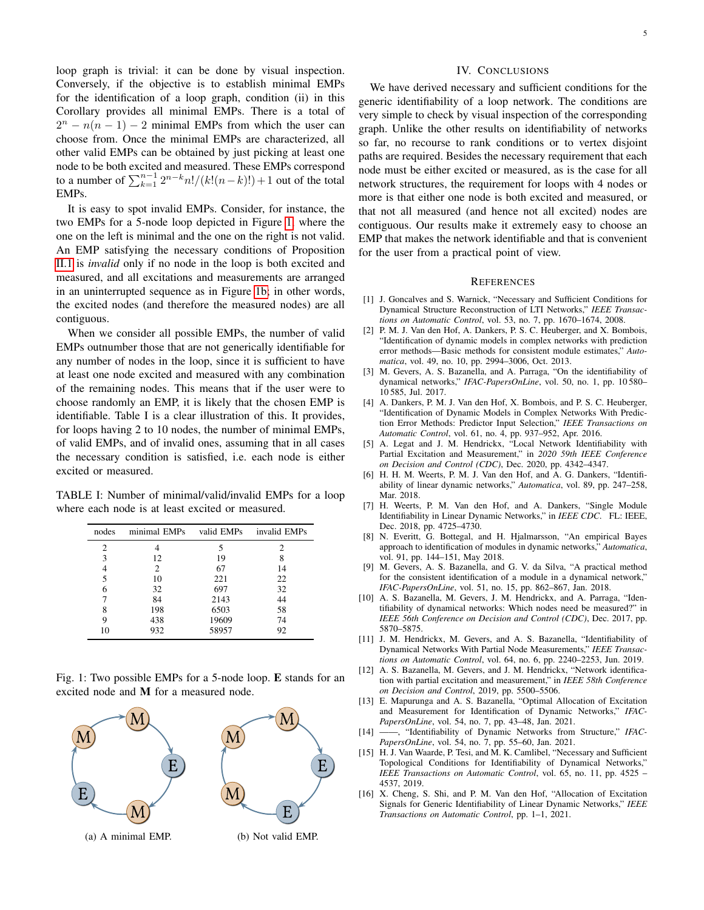loop graph is trivial: it can be done by visual inspection. Conversely, if the objective is to establish minimal EMPs for the identification of a loop graph, condition (ii) in this Corollary provides all minimal EMPs. There is a total of $2^n - n(n-1) - 2$ minimal EMPs from which the user can choose from. Once the minimal EMPs are characterized, all other valid EMPs can be obtained by just picking at least one node to be both excited and measured. These EMPs correspond to a number of $\sum_{k=1}^{n-1} 2^{n-k} n!/(k!(n-k)!) + 1$ out of the total EMPs.

It is easy to spot invalid EMPs. Consider, for instance, the two EMPs for a 5-node loop depicted in Figure 1, where the one on the left is minimal and the one on the right is not valid. An EMP satisfying the necessary conditions of Proposition II.1 is *invalid* only if no node in the loop is both excited and measured, and all excitations and measurements are arranged in an uninterrupted sequence as in Figure 1b; in other words, the excited nodes (and therefore the measured nodes) are all contiguous.

When we consider all possible EMPs, the number of valid EMPs outnumber those that are not generically identifiable for any number of nodes in the loop, since it is sufficient to have at least one node excited and measured with any combination of the remaining nodes. This means that if the user were to choose randomly an EMP, it is likely that the chosen EMP is identifiable. Table I is a clear illustration of this. It provides, for loops having 2 to 10 nodes, the number of minimal EMPs, of valid EMPs, and of invalid ones, assuming that in all cases the necessary condition is satisfied, i.e. each node is either excited or measured.

TABLE I: Number of minimal/valid/invalid EMPs for a loop where each node is at least excited or measured.

| nodes | minimal EMPs | valid EMPs | invalid EMPs |
|---|---|---|---|
| 2 | 4 | 5 | 2 |
| 3 | 12 | 19 | 8 |
| 4 | 2 | 67 | 14 |
| 5 | 10 | 221 | 22 |
| 6 | 32 | 697 | 32 |
| 7 | 84 | 2143 | 44 |
| 8 | 198 | 6503 | 58 |
| 9 | 438 | 19609 | 74 |
| 10 | 932 | 58957 | 92 |

Fig. 1: Two possible EMPs for a 5-node loop. **E** stands for an excited node and **M** for a measured node.

M M E M E

M M E E M

(a) A minimal EMP.

(b) Not valid EMP.

## IV. Conclusions

We have derived necessary and sufficient conditions for the generic identifiability of a loop network. The conditions are very simple to check by visual inspection of the corresponding graph. Unlike the other results on identifiability of networks so far, no recourse to rank conditions or to vertex disjoint paths are required. Besides the necessary requirement that each node must be either excited or measured, as is the case for all network structures, the requirement for loops with 4 nodes or more is that either one node is both excited and measured, or that not all measured (and hence not all excited) nodes are contiguous. Our results make it extremely easy to choose an EMP that makes the network identifiable and that is convenient for the user from a practical point of view.

## References

[1] J. Goncalves and S. Warnick, "Necessary and Sufficient Conditions for Dynamical Structure Reconstruction of LTI Networks," *IEEE Transactions on Automatic Control*, vol. 53, no. 7, pp. 1670–1674, 2008.

[2] P. M. J. Van den Hof, A. Dankers, P. S. C. Heuberger, and X. Bombois, "Identification of dynamic models in complex networks with prediction error methods—Basic methods for consistent module estimates," *Automatica*, vol. 49, no. 10, pp. 2994–3006, Oct. 2013.

[3] M. Gevers, A. S. Bazanella, and A. Parraga, "On the identifiability of dynamical networks," *IFAC-PapersOnLine*, vol. 50, no. 1, pp. 10 580–10 585, Jul. 2017.

[4] A. Dankers, P. M. J. Van den Hof, X. Bombois, and P. S. C. Heuberger, "Identification of Dynamic Models in Complex Networks With Prediction Error Methods: Predictor Input Selection," *IEEE Transactions on Automatic Control*, vol. 61, no. 4, pp. 937–952, Apr. 2016.

[5] A. Legat and J. M. Hendrickx, "Local Network Identifiability with Partial Excitation and Measurement," in *2020 59th IEEE Conference on Decision and Control (CDC)*, Dec. 2020, pp. 4342–4347.

[6] H. H. M. Weerts, P. M. J. Van den Hof, and A. G. Dankers, "Identifiability of linear dynamic networks," *Automatica*, vol. 89, pp. 247–258, Mar. 2018.

[7] H. Weerts, P. M. Van den Hof, and A. Dankers, "Single Module Identifiability in Linear Dynamic Networks," in *IEEE CDC*. FL: IEEE, Dec. 2018, pp. 4725–4730.

[8] N. Everitt, G. Bottegal, and H. Hjalmarsson, "An empirical Bayes approach to identification of modules in dynamic networks," *Automatica*, vol. 91, pp. 144–151, May 2018.

[9] M. Gevers, A. S. Bazanella, and G. V. da Silva, "A practical method for the consistent identification of a module in a dynamical network," *IFAC-PapersOnLine*, vol. 51, no. 15, pp. 862–867, Jan. 2018.

[10] A. S. Bazanella, M. Gevers, J. M. Hendrickx, and A. Parraga, "Identifiability of dynamical networks: Which nodes need be measured?" in *IEEE 56th Conference on Decision and Control (CDC)*, Dec. 2017, pp. 5870–5875.

[11] J. M. Hendrickx, M. Gevers, and A. S. Bazanella, "Identifiability of Dynamical Networks With Partial Node Measurements," *IEEE Transactions on Automatic Control*, vol. 64, no. 6, pp. 2240–2253, Jun. 2019.

[12] A. S. Bazanella, M. Gevers, and J. M. Hendrickx, "Network identification with partial excitation and measurement," in *IEEE 58th Conference on Decision and Control*, 2019, pp. 5500–5506.

[13] E. Mapurunga and A. S. Bazanella, "Optimal Allocation of Excitation and Measurement for Identification of Dynamic Networks," *IFAC-PapersOnLine*, vol. 54, no. 7, pp. 43–48, Jan. 2021.

[14] ——, "Identifiability of Dynamic Networks from Structure," *IFAC-PapersOnLine*, vol. 54, no. 7, pp. 55–60, Jan. 2021.

[15] H. J. Van Waarde, P. Tesi, and M. K. Camlibel, "Necessary and Sufficient Topological Conditions for Identifiability of Dynamical Networks," *IEEE Transactions on Automatic Control*, vol. 65, no. 11, pp. 4525 – 4537, 2019.

[16] X. Cheng, S. Shi, and P. M. Van den Hof, "Allocation of Excitation Signals for Generic Identifiability of Linear Dynamic Networks," *IEEE Transactions on Automatic Control*, pp. 1–1, 2021.